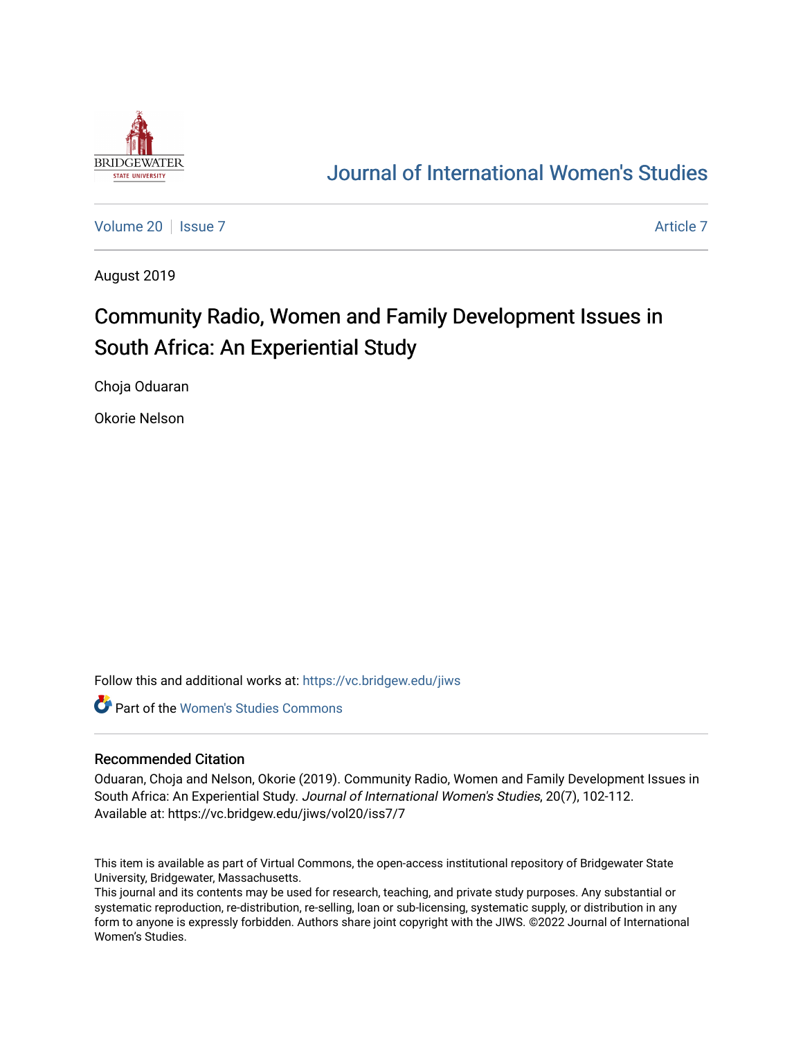# Journal of International Women's Studies

Volume 20 | Issue 7 | Article 7

August 2019

## Community Radio, Women and Family Development Issues in South Africa: An Experiential Study

Choja Oduaran

Okorie Nelson

Follow this and additional works at: https://vc.bridgew.edu/jiws

Part of the Women's Studies Commons

### Recommended Citation

Oduaran, Choja and Nelson, Okorie (2019). Community Radio, Women and Family Development Issues in South Africa: An Experiential Study. *Journal of International Women's Studies*, 20(7), 102-112.
Available at: https://vc.bridgew.edu/jiws/vol20/iss7/7

This item is available as part of Virtual Commons, the open-access institutional repository of Bridgewater State University, Bridgewater, Massachusetts.
This journal and its contents may be used for research, teaching, and private study purposes. Any substantial or systematic reproduction, re-distribution, re-selling, loan or sub-licensing, systematic supply, or distribution in any form to anyone is expressly forbidden. Authors share joint copyright with the JIWS. ©2022 Journal of International Women's Studies.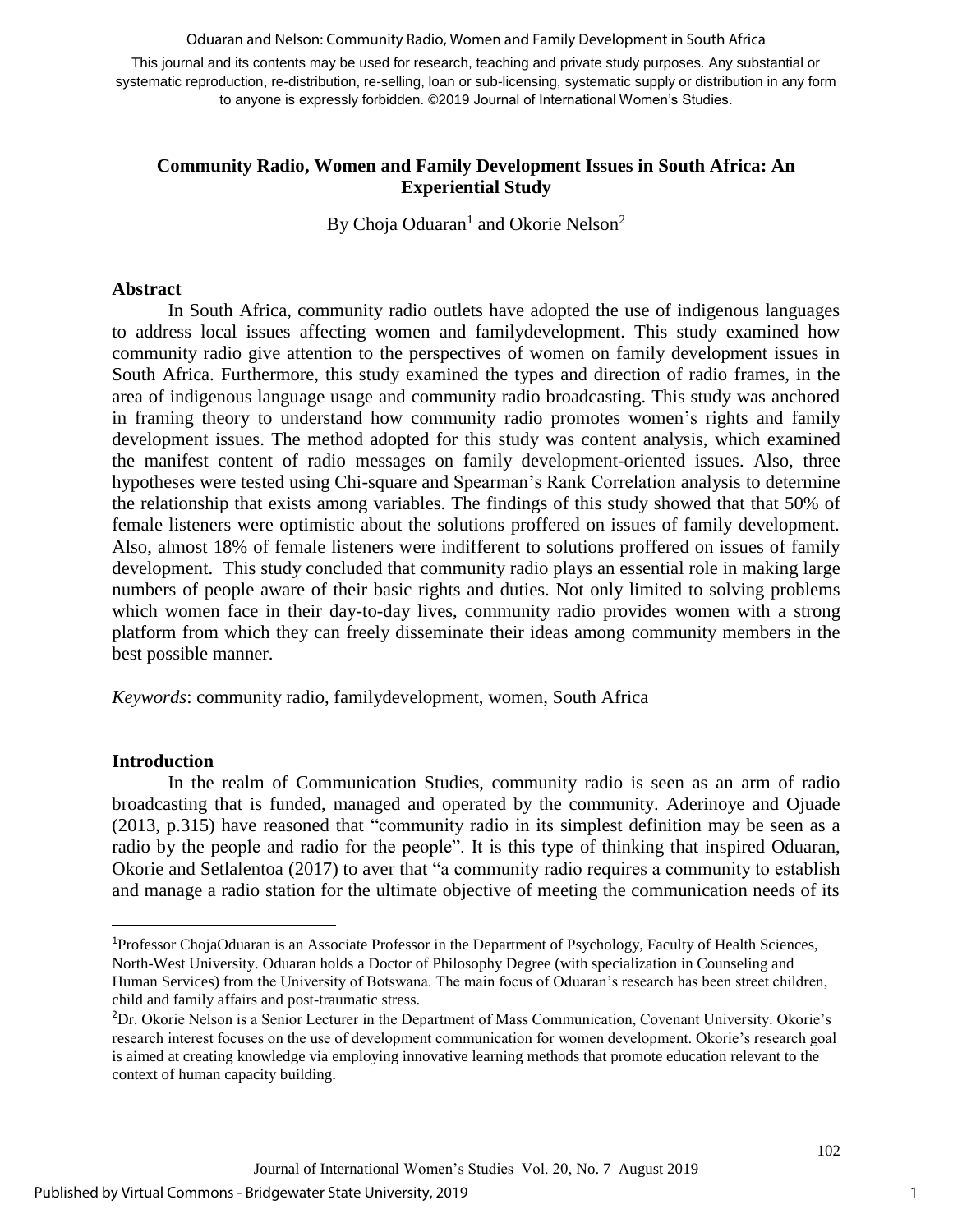This journal and its contents may be used for research, teaching and private study purposes. Any substantial or systematic reproduction, re-distribution, re-selling, loan or sub-licensing, systematic supply or distribution in any form to anyone is expressly forbidden. ©2019 Journal of International Women's Studies.

## Community Radio, Women and Family Development Issues in South Africa: An Experiential Study

By Choja Oduaran[1] and Okorie Nelson[2]

### Abstract

In South Africa, community radio outlets have adopted the use of indigenous languages to address local issues affecting women and familydevelopment. This study examined how community radio give attention to the perspectives of women on family development issues in South Africa. Furthermore, this study examined the types and direction of radio frames, in the area of indigenous language usage and community radio broadcasting. This study was anchored in framing theory to understand how community radio promotes women's rights and family development issues. The method adopted for this study was content analysis, which examined the manifest content of radio messages on family development-oriented issues. Also, three hypotheses were tested using Chi-square and Spearman's Rank Correlation analysis to determine the relationship that exists among variables. The findings of this study showed that that 50% of female listeners were optimistic about the solutions proffered on issues of family development. Also, almost 18% of female listeners were indifferent to solutions proffered on issues of family development. This study concluded that community radio plays an essential role in making large numbers of people aware of their basic rights and duties. Not only limited to solving problems which women face in their day-to-day lives, community radio provides women with a strong platform from which they can freely disseminate their ideas among community members in the best possible manner.

*Keywords*: community radio, familydevelopment, women, South Africa

### Introduction

In the realm of Communication Studies, community radio is seen as an arm of radio broadcasting that is funded, managed and operated by the community. Aderinoye and Ojuade (2013, p.315) have reasoned that "community radio in its simplest definition may be seen as a radio by the people and radio for the people". It is this type of thinking that inspired Oduaran, Okorie and Setlalentoa (2017) to aver that "a community radio requires a community to establish and manage a radio station for the ultimate objective of meeting the communication needs of its

---

[1]Professor ChojaOduaran is an Associate Professor in the Department of Psychology, Faculty of Health Sciences, North-West University. Oduaran holds a Doctor of Philosophy Degree (with specialization in Counseling and Human Services) from the University of Botswana. The main focus of Oduaran's research has been street children, child and family affairs and post-traumatic stress.

[2]Dr. Okorie Nelson is a Senior Lecturer in the Department of Mass Communication, Covenant University. Okorie's research interest focuses on the use of development communication for women development. Okorie's research goal is aimed at creating knowledge via employing innovative learning methods that promote education relevant to the context of human capacity building.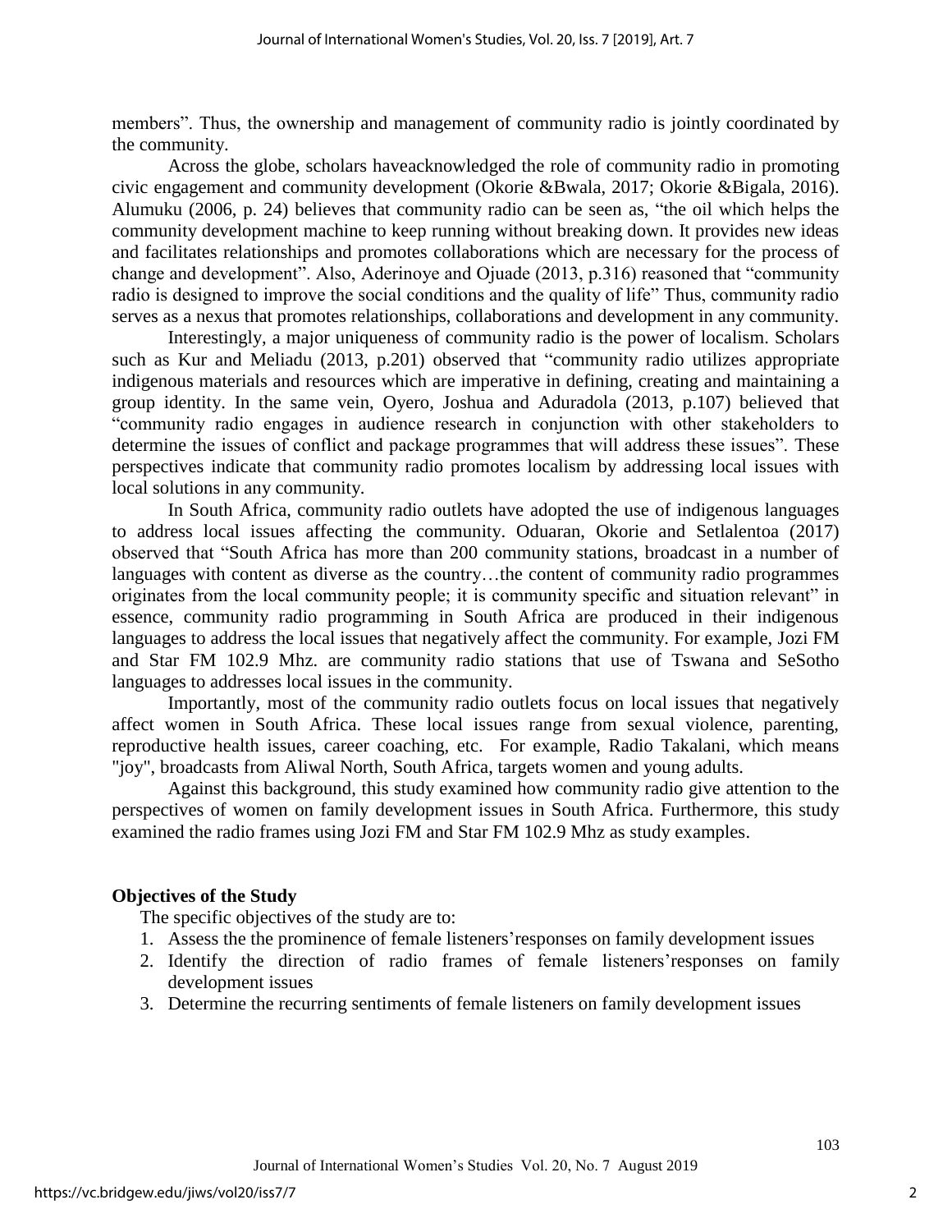members". Thus, the ownership and management of community radio is jointly coordinated by the community.

Across the globe, scholars haveacknowledged the role of community radio in promoting civic engagement and community development (Okorie &Bwala, 2017; Okorie &Bigala, 2016). Alumuku (2006, p. 24) believes that community radio can be seen as, "the oil which helps the community development machine to keep running without breaking down. It provides new ideas and facilitates relationships and promotes collaborations which are necessary for the process of change and development". Also, Aderinoye and Ojuade (2013, p.316) reasoned that "community radio is designed to improve the social conditions and the quality of life" Thus, community radio serves as a nexus that promotes relationships, collaborations and development in any community.

Interestingly, a major uniqueness of community radio is the power of localism. Scholars such as Kur and Meliadu (2013, p.201) observed that "community radio utilizes appropriate indigenous materials and resources which are imperative in defining, creating and maintaining a group identity. In the same vein, Oyero, Joshua and Aduradola (2013, p.107) believed that "community radio engages in audience research in conjunction with other stakeholders to determine the issues of conflict and package programmes that will address these issues". These perspectives indicate that community radio promotes localism by addressing local issues with local solutions in any community.

In South Africa, community radio outlets have adopted the use of indigenous languages to address local issues affecting the community. Oduaran, Okorie and Setlalentoa (2017) observed that "South Africa has more than 200 community stations, broadcast in a number of languages with content as diverse as the country…the content of community radio programmes originates from the local community people; it is community specific and situation relevant" in essence, community radio programming in South Africa are produced in their indigenous languages to address the local issues that negatively affect the community. For example, Jozi FM and Star FM 102.9 Mhz. are community radio stations that use of Tswana and SeSotho languages to addresses local issues in the community.

Importantly, most of the community radio outlets focus on local issues that negatively affect women in South Africa. These local issues range from sexual violence, parenting, reproductive health issues, career coaching, etc. For example, Radio Takalani, which means "joy", broadcasts from Aliwal North, South Africa, targets women and young adults.

Against this background, this study examined how community radio give attention to the perspectives of women on family development issues in South Africa. Furthermore, this study examined the radio frames using Jozi FM and Star FM 102.9 Mhz as study examples.

## Objectives of the Study

The specific objectives of the study are to:

1. Assess the the prominence of female listeners'responses on family development issues
2. Identify the direction of radio frames of female listeners'responses on family development issues
3. Determine the recurring sentiments of female listeners on family development issues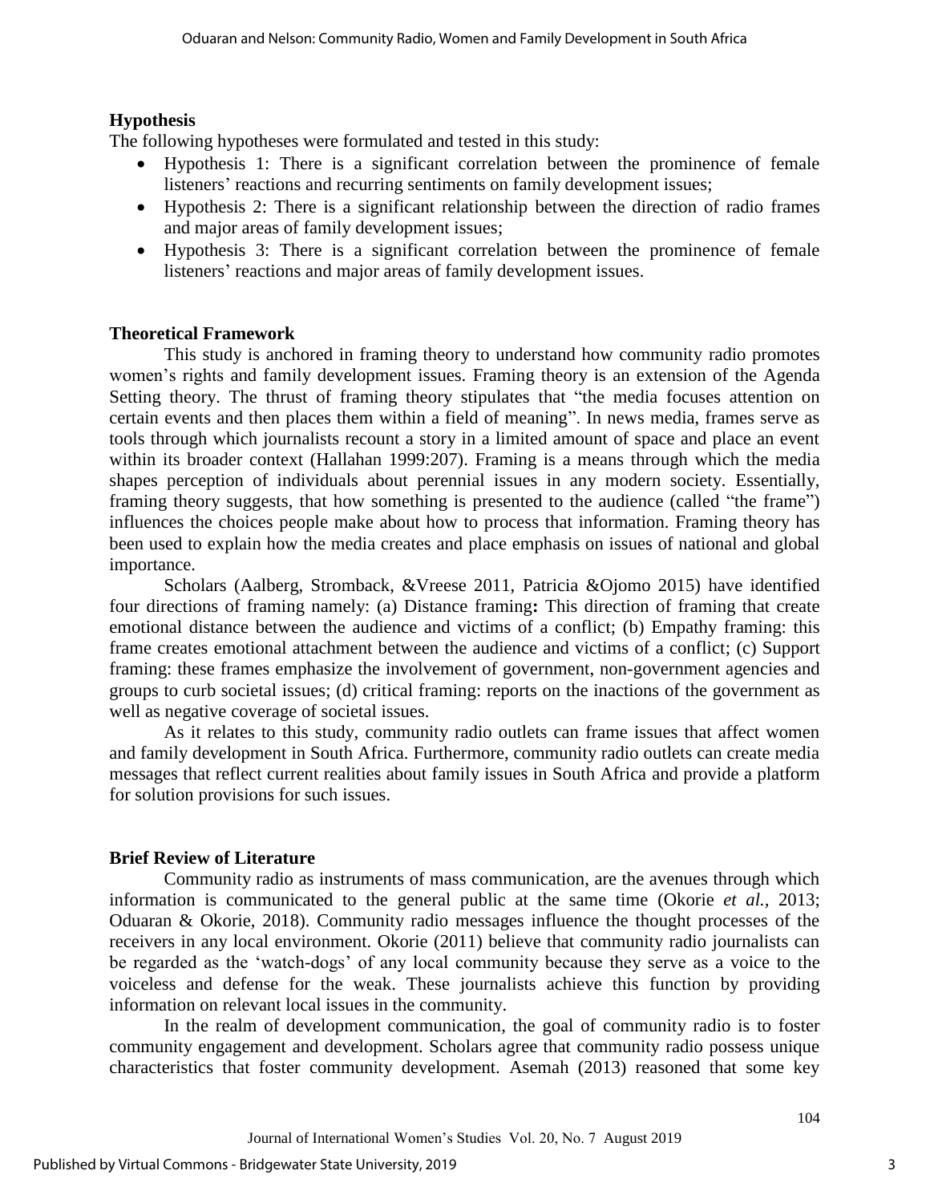## Hypothesis

The following hypotheses were formulated and tested in this study:

- Hypothesis 1: There is a significant correlation between the prominence of female listeners' reactions and recurring sentiments on family development issues;
- Hypothesis 2: There is a significant relationship between the direction of radio frames and major areas of family development issues;
- Hypothesis 3: There is a significant correlation between the prominence of female listeners' reactions and major areas of family development issues.

## Theoretical Framework

This study is anchored in framing theory to understand how community radio promotes women's rights and family development issues. Framing theory is an extension of the Agenda Setting theory. The thrust of framing theory stipulates that "the media focuses attention on certain events and then places them within a field of meaning". In news media, frames serve as tools through which journalists recount a story in a limited amount of space and place an event within its broader context (Hallahan 1999:207). Framing is a means through which the media shapes perception of individuals about perennial issues in any modern society. Essentially, framing theory suggests, that how something is presented to the audience (called "the frame") influences the choices people make about how to process that information. Framing theory has been used to explain how the media creates and place emphasis on issues of national and global importance.

Scholars (Aalberg, Stromback, &Vreese 2011, Patricia &Ojomo 2015) have identified four directions of framing namely: (a) Distance framing**:** This direction of framing that create emotional distance between the audience and victims of a conflict; (b) Empathy framing: this frame creates emotional attachment between the audience and victims of a conflict; (c) Support framing: these frames emphasize the involvement of government, non-government agencies and groups to curb societal issues; (d) critical framing: reports on the inactions of the government as well as negative coverage of societal issues.

As it relates to this study, community radio outlets can frame issues that affect women and family development in South Africa. Furthermore, community radio outlets can create media messages that reflect current realities about family issues in South Africa and provide a platform for solution provisions for such issues.

## Brief Review of Literature

Community radio as instruments of mass communication, are the avenues through which information is communicated to the general public at the same time (Okorie *et al.*, 2013; Oduaran & Okorie, 2018). Community radio messages influence the thought processes of the receivers in any local environment. Okorie (2011) believe that community radio journalists can be regarded as the 'watch-dogs' of any local community because they serve as a voice to the voiceless and defense for the weak. These journalists achieve this function by providing information on relevant local issues in the community.

In the realm of development communication, the goal of community radio is to foster community engagement and development. Scholars agree that community radio possess unique characteristics that foster community development. Asemah (2013) reasoned that some key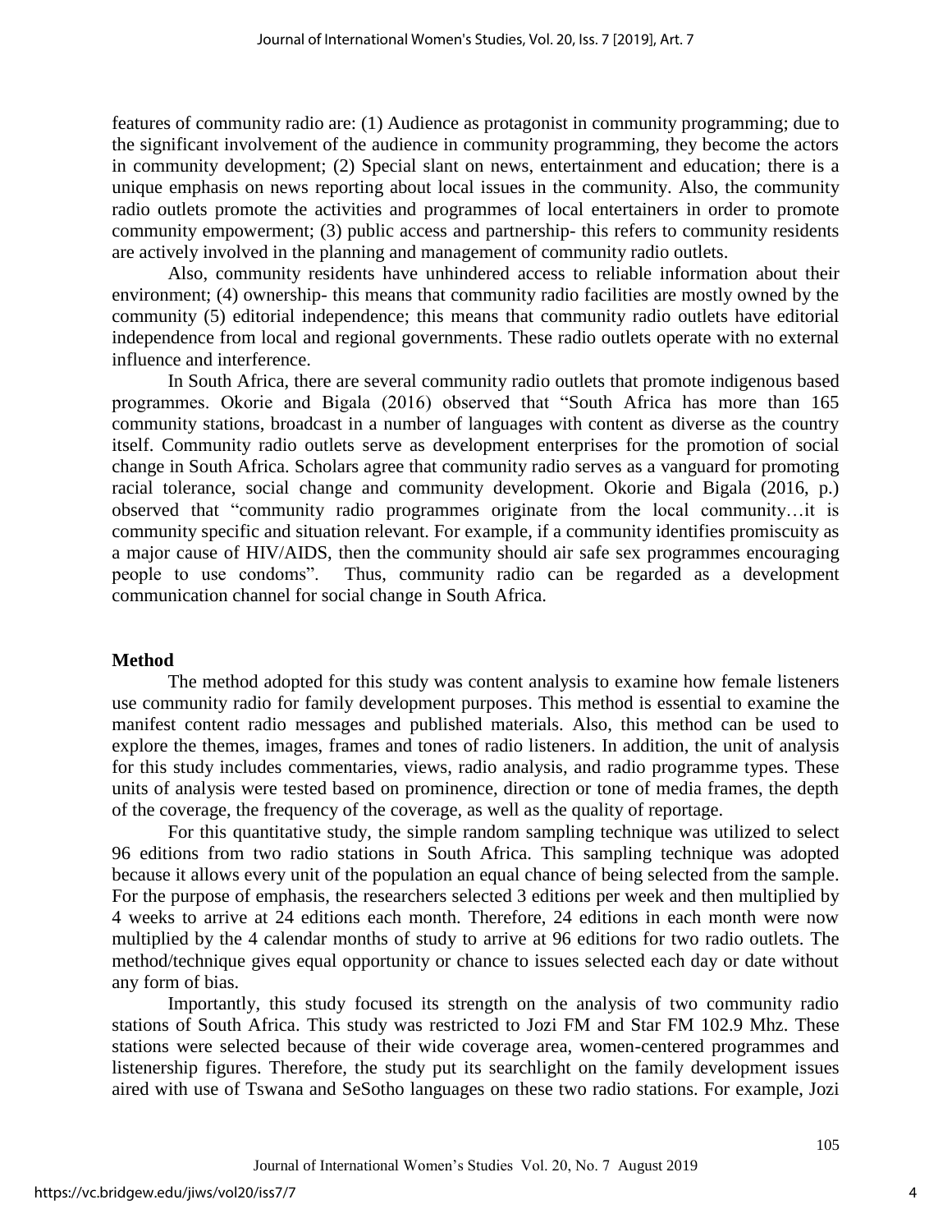features of community radio are: (1) Audience as protagonist in community programming; due to the significant involvement of the audience in community programming, they become the actors in community development; (2) Special slant on news, entertainment and education; there is a unique emphasis on news reporting about local issues in the community. Also, the community radio outlets promote the activities and programmes of local entertainers in order to promote community empowerment; (3) public access and partnership- this refers to community residents are actively involved in the planning and management of community radio outlets.

Also, community residents have unhindered access to reliable information about their environment; (4) ownership- this means that community radio facilities are mostly owned by the community (5) editorial independence; this means that community radio outlets have editorial independence from local and regional governments. These radio outlets operate with no external influence and interference.

In South Africa, there are several community radio outlets that promote indigenous based programmes. Okorie and Bigala (2016) observed that "South Africa has more than 165 community stations, broadcast in a number of languages with content as diverse as the country itself. Community radio outlets serve as development enterprises for the promotion of social change in South Africa. Scholars agree that community radio serves as a vanguard for promoting racial tolerance, social change and community development. Okorie and Bigala (2016, p.) observed that "community radio programmes originate from the local community…it is community specific and situation relevant. For example, if a community identifies promiscuity as a major cause of HIV/AIDS, then the community should air safe sex programmes encouraging people to use condoms". Thus, community radio can be regarded as a development communication channel for social change in South Africa.

## Method

The method adopted for this study was content analysis to examine how female listeners use community radio for family development purposes. This method is essential to examine the manifest content radio messages and published materials. Also, this method can be used to explore the themes, images, frames and tones of radio listeners. In addition, the unit of analysis for this study includes commentaries, views, radio analysis, and radio programme types. These units of analysis were tested based on prominence, direction or tone of media frames, the depth of the coverage, the frequency of the coverage, as well as the quality of reportage.

For this quantitative study, the simple random sampling technique was utilized to select 96 editions from two radio stations in South Africa. This sampling technique was adopted because it allows every unit of the population an equal chance of being selected from the sample. For the purpose of emphasis, the researchers selected 3 editions per week and then multiplied by 4 weeks to arrive at 24 editions each month. Therefore, 24 editions in each month were now multiplied by the 4 calendar months of study to arrive at 96 editions for two radio outlets. The method/technique gives equal opportunity or chance to issues selected each day or date without any form of bias.

Importantly, this study focused its strength on the analysis of two community radio stations of South Africa. This study was restricted to Jozi FM and Star FM 102.9 Mhz. These stations were selected because of their wide coverage area, women-centered programmes and listenership figures. Therefore, the study put its searchlight on the family development issues aired with use of Tswana and SeSotho languages on these two radio stations. For example, Jozi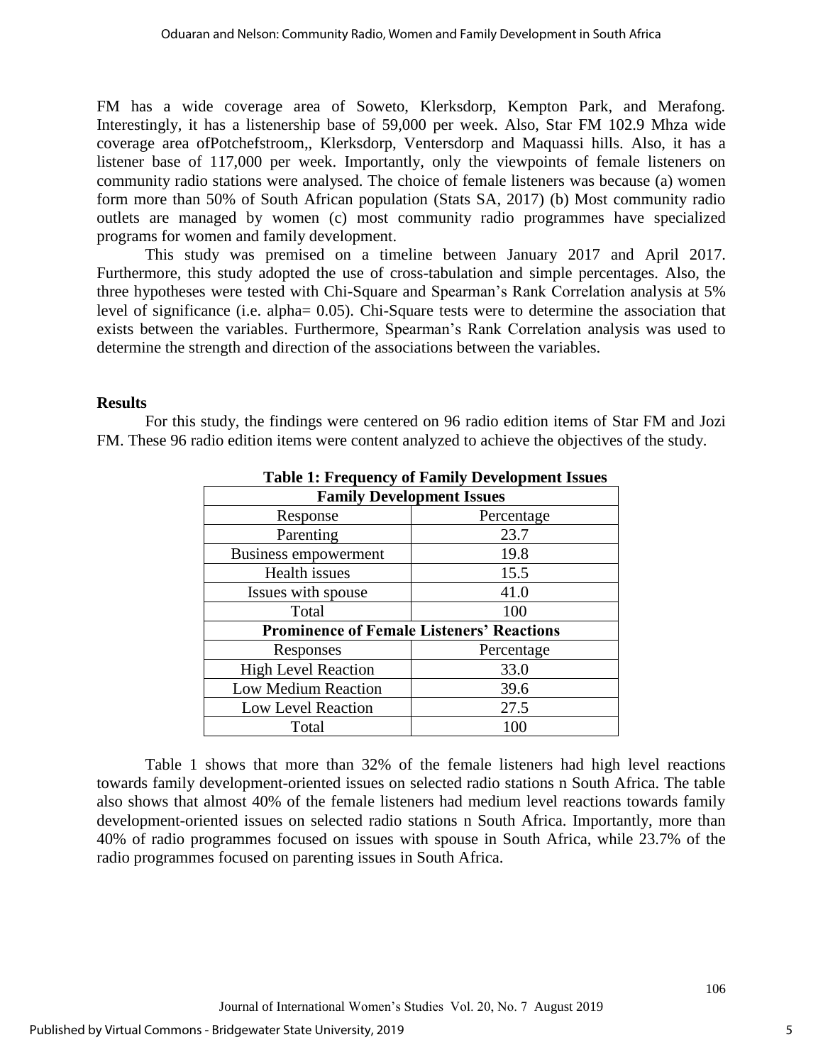FM has a wide coverage area of Soweto, Klerksdorp, Kempton Park, and Merafong. Interestingly, it has a listenership base of 59,000 per week. Also, Star FM 102.9 Mhza wide coverage area ofPotchefstroom,, Klerksdorp, Ventersdorp and Maquassi hills. Also, it has a listener base of 117,000 per week. Importantly, only the viewpoints of female listeners on community radio stations were analysed. The choice of female listeners was because (a) women form more than 50% of South African population (Stats SA, 2017) (b) Most community radio outlets are managed by women (c) most community radio programmes have specialized programs for women and family development.

This study was premised on a timeline between January 2017 and April 2017. Furthermore, this study adopted the use of cross-tabulation and simple percentages. Also, the three hypotheses were tested with Chi-Square and Spearman's Rank Correlation analysis at 5% level of significance (i.e. alpha= 0.05). Chi-Square tests were to determine the association that exists between the variables. Furthermore, Spearman's Rank Correlation analysis was used to determine the strength and direction of the associations between the variables.

## Results

For this study, the findings were centered on 96 radio edition items of Star FM and Jozi FM. These 96 radio edition items were content analyzed to achieve the objectives of the study.

**Table 1: Frequency of Family Development Issues**

| **Family Development Issues** | |
|---|---|
| Response | Percentage |
| Parenting | 23.7 |
| Business empowerment | 19.8 |
| Health issues | 15.5 |
| Issues with spouse | 41.0 |
| Total | 100 |
| **Prominence of Female Listeners' Reactions** | |
| Responses | Percentage |
| High Level Reaction | 33.0 |
| Low Medium Reaction | 39.6 |
| Low Level Reaction | 27.5 |
| Total | 100 |

Table 1 shows that more than 32% of the female listeners had high level reactions towards family development-oriented issues on selected radio stations n South Africa. The table also shows that almost 40% of the female listeners had medium level reactions towards family development-oriented issues on selected radio stations n South Africa. Importantly, more than 40% of radio programmes focused on issues with spouse in South Africa, while 23.7% of the radio programmes focused on parenting issues in South Africa.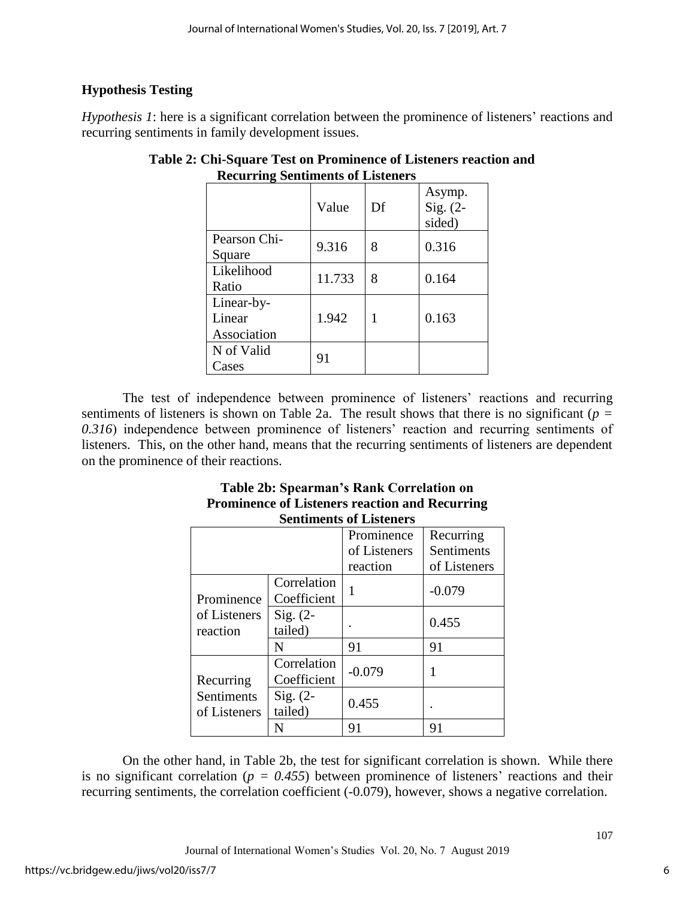**Hypothesis Testing**

*Hypothesis 1*: here is a significant correlation between the prominence of listeners' reactions and recurring sentiments in family development issues.

**Table 2: Chi-Square Test on Prominence of Listeners reaction and Recurring Sentiments of Listeners**

| | Value | Df | Asymp. Sig. (2-sided) |
|---|---|---|---|
| Pearson Chi-Square | 9.316 | 8 | 0.316 |
| Likelihood Ratio | 11.733 | 8 | 0.164 |
| Linear-by-Linear Association | 1.942 | 1 | 0.163 |
| N of Valid Cases | 91 | | |

The test of independence between prominence of listeners' reactions and recurring sentiments of listeners is shown on Table 2a. The result shows that there is no significant (*p = 0.316*) independence between prominence of listeners' reaction and recurring sentiments of listeners. This, on the other hand, means that the recurring sentiments of listeners are dependent on the prominence of their reactions.

**Table 2b: Spearman's Rank Correlation on Prominence of Listeners reaction and Recurring Sentiments of Listeners**

| | | Prominence of Listeners reaction | Recurring Sentiments of Listeners |
|---|---|---|---|
| Prominence of Listeners reaction | Correlation Coefficient | 1 | -0.079 |
| | Sig. (2-tailed) | . | 0.455 |
| | N | 91 | 91 |
| Recurring Sentiments of Listeners | Correlation Coefficient | -0.079 | 1 |
| | Sig. (2-tailed) | 0.455 | . |
| | N | 91 | 91 |

On the other hand, in Table 2b, the test for significant correlation is shown. While there is no significant correlation (*p = 0.455*) between prominence of listeners' reactions and their recurring sentiments, the correlation coefficient (-0.079), however, shows a negative correlation.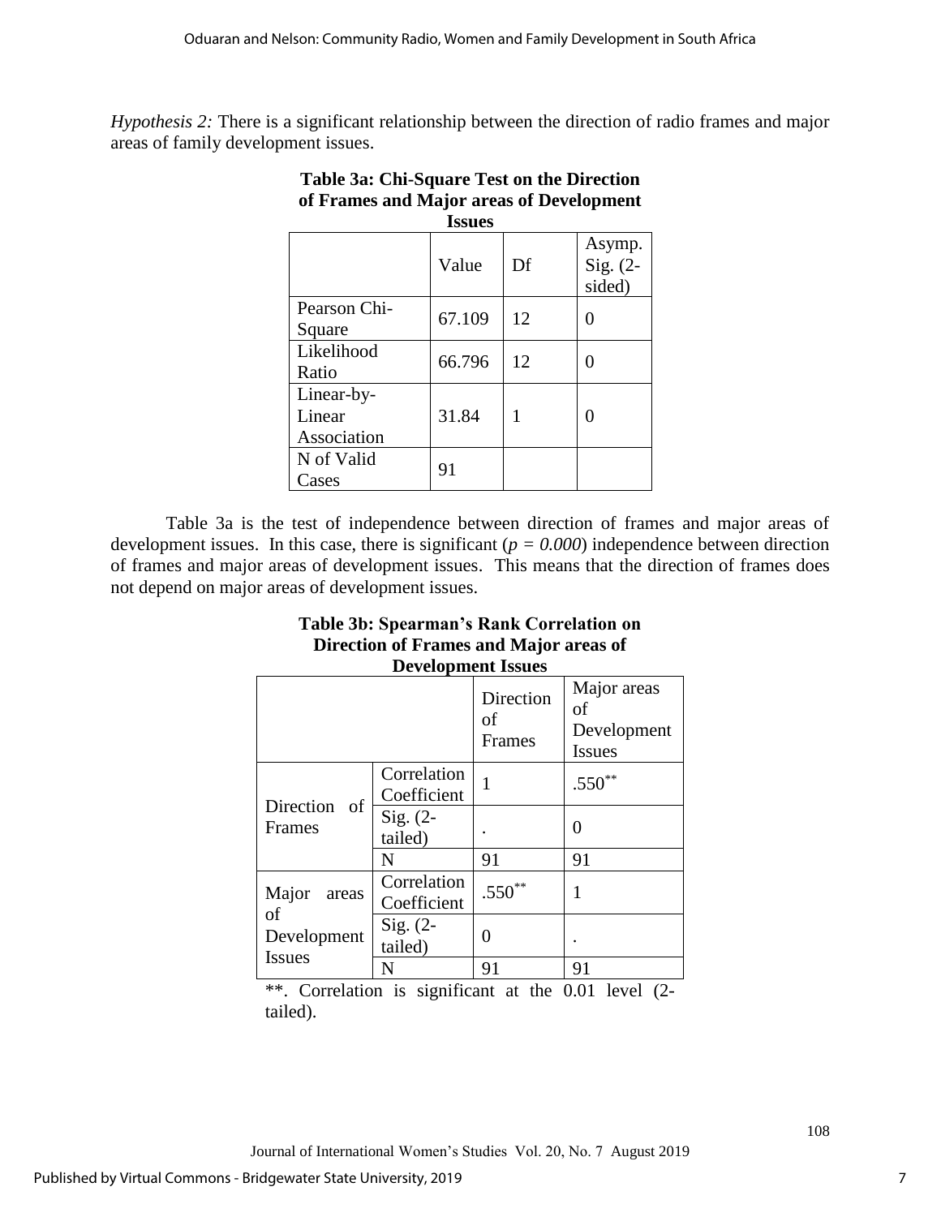*Hypothesis 2:* There is a significant relationship between the direction of radio frames and major areas of family development issues.

**Table 3a: Chi-Square Test on the Direction of Frames and Major areas of Development Issues**

| | Value | Df | Asymp. Sig. (2-sided) |
|---|---|---|---|
| Pearson Chi-Square | 67.109 | 12 | 0 |
| Likelihood Ratio | 66.796 | 12 | 0 |
| Linear-by-Linear Association | 31.84 | 1 | 0 |
| N of Valid Cases | 91 | | |

Table 3a is the test of independence between direction of frames and major areas of development issues. In this case, there is significant (*p = 0.000*) independence between direction of frames and major areas of development issues. This means that the direction of frames does not depend on major areas of development issues.

**Table 3b: Spearman's Rank Correlation on Direction of Frames and Major areas of Development Issues**

| | | Direction of Frames | Major areas of Development Issues |
|---|---|---|---|
| Direction of Frames | Correlation Coefficient | 1 | .550** |
| | Sig. (2-tailed) | . | 0 |
| | N | 91 | 91 |
| Major areas of Development Issues | Correlation Coefficient | .550** | 1 |
| | Sig. (2-tailed) | 0 | . |
| | N | 91 | 91 |

**. Correlation is significant at the 0.01 level (2-tailed).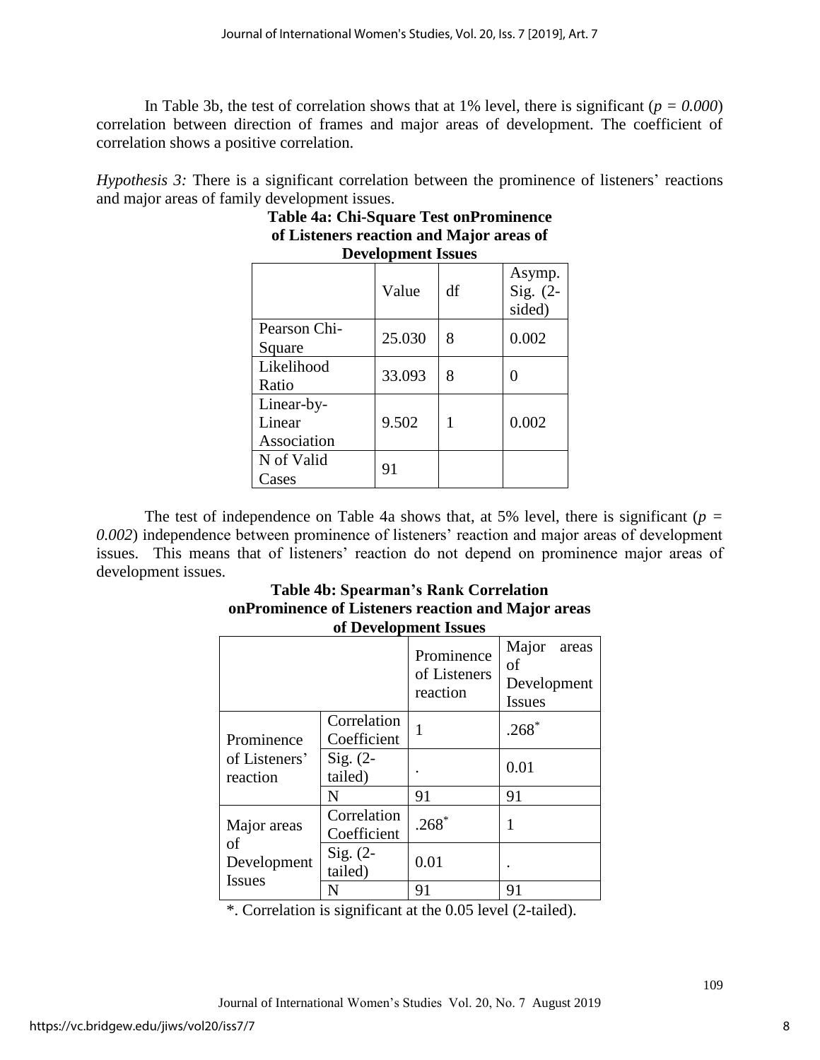In Table 3b, the test of correlation shows that at 1% level, there is significant (*p = 0.000*) correlation between direction of frames and major areas of development. The coefficient of correlation shows a positive correlation.

*Hypothesis 3:* There is a significant correlation between the prominence of listeners' reactions and major areas of family development issues.

**Table 4a: Chi-Square Test onProminence of Listeners reaction and Major areas of Development Issues**

| | Value | df | Asymp. Sig. (2-sided) |
|---|---|---|---|
| Pearson Chi-Square | 25.030 | 8 | 0.002 |
| Likelihood Ratio | 33.093 | 8 | 0 |
| Linear-by-Linear Association | 9.502 | 1 | 0.002 |
| N of Valid Cases | 91 | | |

The test of independence on Table 4a shows that, at 5% level, there is significant (*p = 0.002*) independence between prominence of listeners' reaction and major areas of development issues. This means that of listeners' reaction do not depend on prominence major areas of development issues.

**Table 4b: Spearman's Rank Correlation onProminence of Listeners reaction and Major areas of Development Issues**

| | | Prominence of Listeners reaction | Major areas of Development Issues |
|---|---|---|---|
| Prominence of Listeners' reaction | Correlation Coefficient | 1 | .268* |
| | Sig. (2-tailed) | . | 0.01 |
| | N | 91 | 91 |
| Major areas of Development Issues | Correlation Coefficient | .268* | 1 |
| | Sig. (2-tailed) | 0.01 | . |
| | N | 91 | 91 |

*. Correlation is significant at the 0.05 level (2-tailed).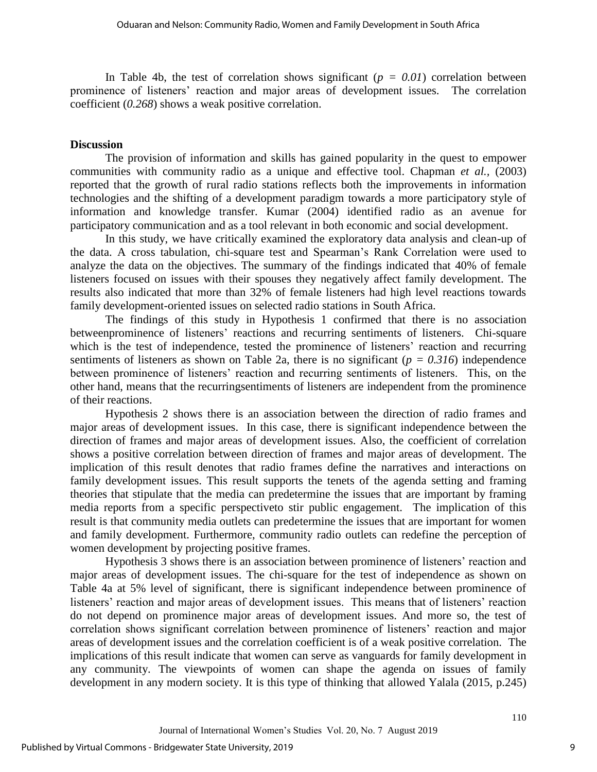In Table 4b, the test of correlation shows significant ($p = 0.01$) correlation between prominence of listeners' reaction and major areas of development issues. The correlation coefficient (*0.268*) shows a weak positive correlation.

## Discussion

The provision of information and skills has gained popularity in the quest to empower communities with community radio as a unique and effective tool. Chapman *et al.*, (2003) reported that the growth of rural radio stations reflects both the improvements in information technologies and the shifting of a development paradigm towards a more participatory style of information and knowledge transfer. Kumar (2004) identified radio as an avenue for participatory communication and as a tool relevant in both economic and social development.

In this study, we have critically examined the exploratory data analysis and clean-up of the data. A cross tabulation, chi-square test and Spearman's Rank Correlation were used to analyze the data on the objectives. The summary of the findings indicated that 40% of female listeners focused on issues with their spouses they negatively affect family development. The results also indicated that more than 32% of female listeners had high level reactions towards family development-oriented issues on selected radio stations in South Africa.

The findings of this study in Hypothesis 1 confirmed that there is no association betweenprominence of listeners' reactions and recurring sentiments of listeners. Chi-square which is the test of independence, tested the prominence of listeners' reaction and recurring sentiments of listeners as shown on Table 2a, there is no significant ($p = 0.316$) independence between prominence of listeners' reaction and recurring sentiments of listeners. This, on the other hand, means that the recurringsentiments of listeners are independent from the prominence of their reactions.

Hypothesis 2 shows there is an association between the direction of radio frames and major areas of development issues. In this case, there is significant independence between the direction of frames and major areas of development issues. Also, the coefficient of correlation shows a positive correlation between direction of frames and major areas of development. The implication of this result denotes that radio frames define the narratives and interactions on family development issues. This result supports the tenets of the agenda setting and framing theories that stipulate that the media can predetermine the issues that are important by framing media reports from a specific perspectiveto stir public engagement. The implication of this result is that community media outlets can predetermine the issues that are important for women and family development. Furthermore, community radio outlets can redefine the perception of women development by projecting positive frames.

Hypothesis 3 shows there is an association between prominence of listeners' reaction and major areas of development issues. The chi-square for the test of independence as shown on Table 4a at 5% level of significant, there is significant independence between prominence of listeners' reaction and major areas of development issues. This means that of listeners' reaction do not depend on prominence major areas of development issues. And more so, the test of correlation shows significant correlation between prominence of listeners' reaction and major areas of development issues and the correlation coefficient is of a weak positive correlation. The implications of this result indicate that women can serve as vanguards for family development in any community. The viewpoints of women can shape the agenda on issues of family development in any modern society. It is this type of thinking that allowed Yalala (2015, p.245)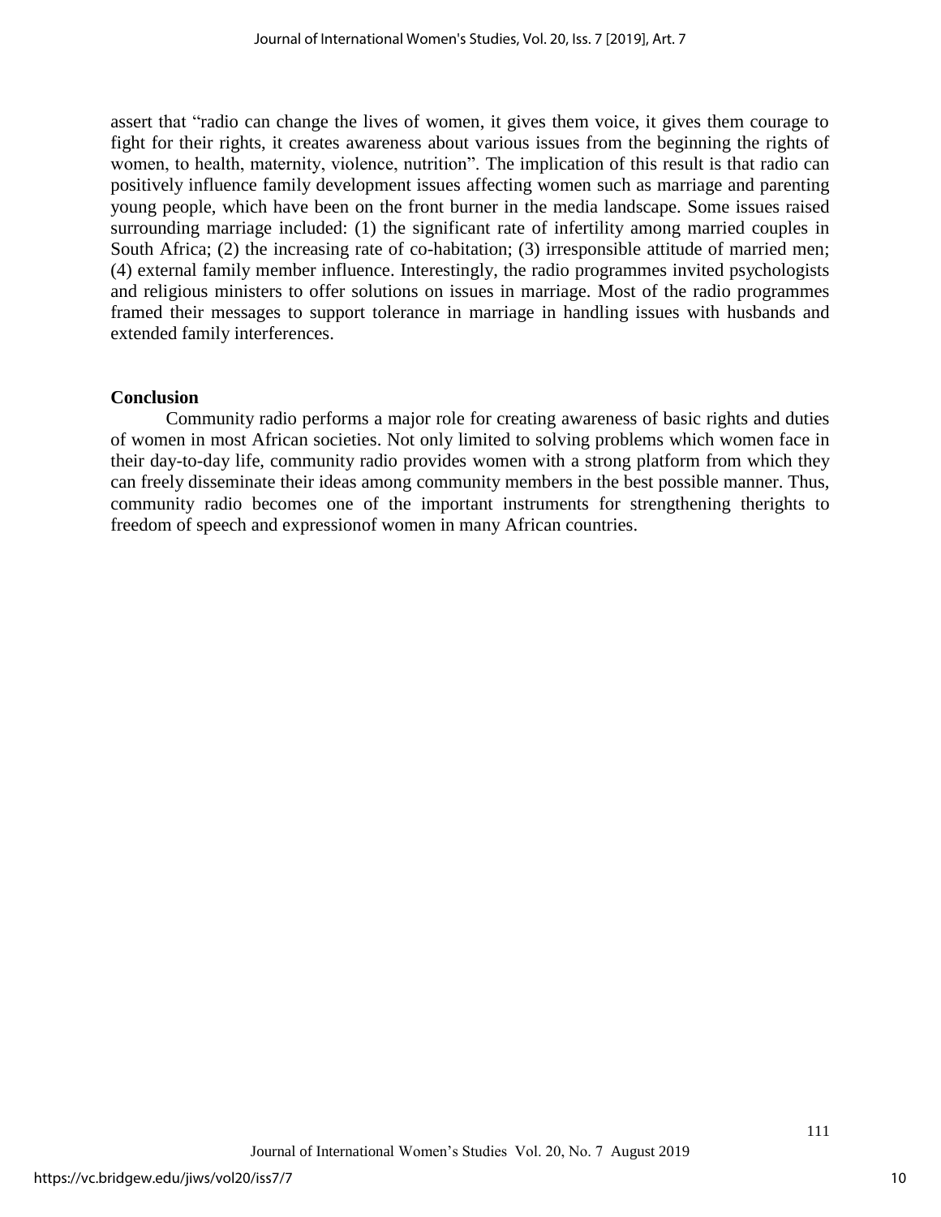assert that "radio can change the lives of women, it gives them voice, it gives them courage to fight for their rights, it creates awareness about various issues from the beginning the rights of women, to health, maternity, violence, nutrition". The implication of this result is that radio can positively influence family development issues affecting women such as marriage and parenting young people, which have been on the front burner in the media landscape. Some issues raised surrounding marriage included: (1) the significant rate of infertility among married couples in South Africa; (2) the increasing rate of co-habitation; (3) irresponsible attitude of married men; (4) external family member influence. Interestingly, the radio programmes invited psychologists and religious ministers to offer solutions on issues in marriage. Most of the radio programmes framed their messages to support tolerance in marriage in handling issues with husbands and extended family interferences.

## Conclusion

Community radio performs a major role for creating awareness of basic rights and duties of women in most African societies. Not only limited to solving problems which women face in their day-to-day life, community radio provides women with a strong platform from which they can freely disseminate their ideas among community members in the best possible manner. Thus, community radio becomes one of the important instruments for strengthening therights to freedom of speech and expressionof women in many African countries.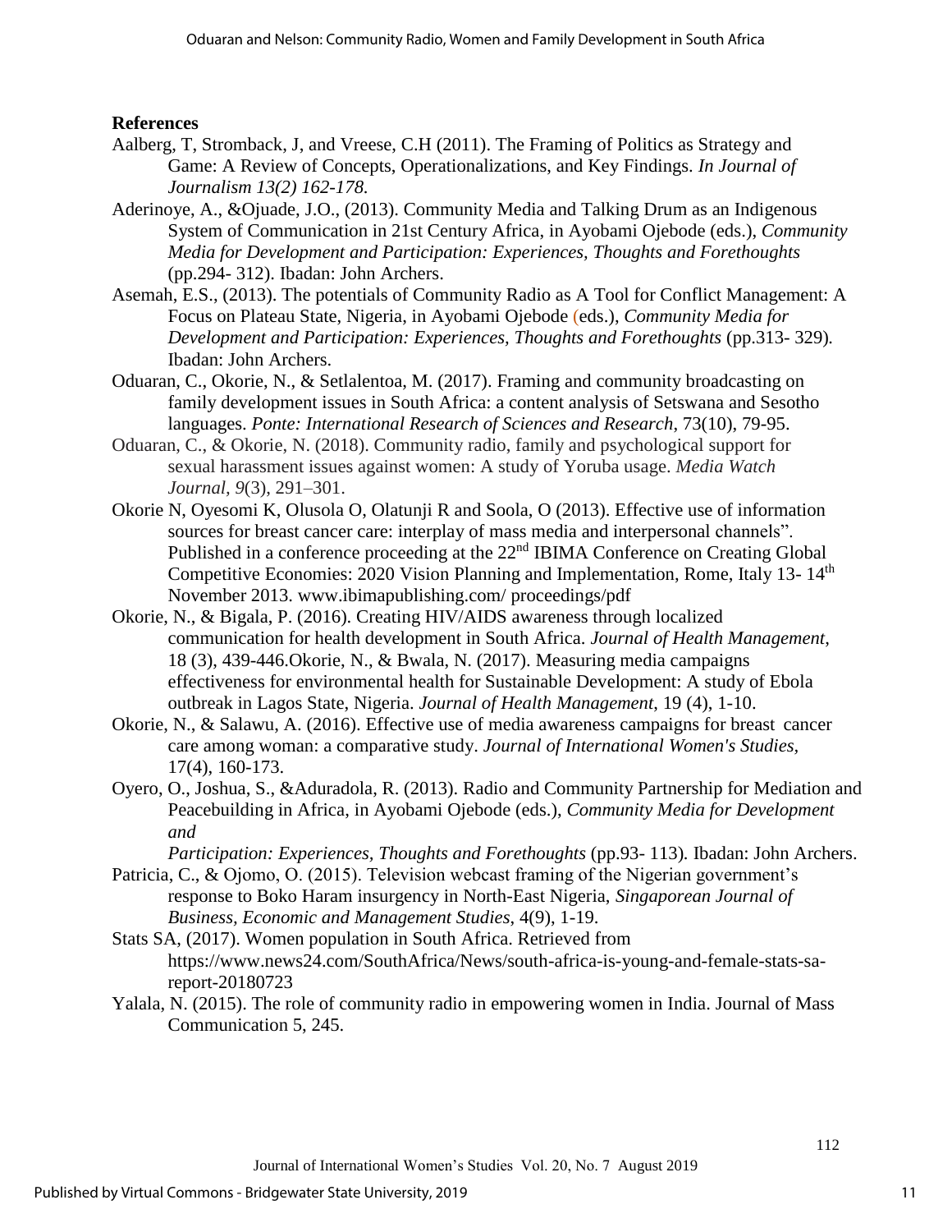## References

Aalberg, T, Stromback, J, and Vreese, C.H (2011). The Framing of Politics as Strategy and Game: A Review of Concepts, Operationalizations, and Key Findings. *In Journal of Journalism 13(2) 162-178.*

Aderinoye, A., &Ojuade, J.O., (2013). Community Media and Talking Drum as an Indigenous System of Communication in 21st Century Africa, in Ayobami Ojebode (eds.), *Community Media for Development and Participation: Experiences, Thoughts and Forethoughts* (pp.294- 312). Ibadan: John Archers.

Asemah, E.S., (2013). The potentials of Community Radio as A Tool for Conflict Management: A Focus on Plateau State, Nigeria, in Ayobami Ojebode (eds.), *Community Media for Development and Participation: Experiences, Thoughts and Forethoughts* (pp.313- 329)*.* Ibadan: John Archers.

Oduaran, C., Okorie, N., & Setlalentoa, M. (2017). Framing and community broadcasting on family development issues in South Africa: a content analysis of Setswana and Sesotho languages. *Ponte: International Research of Sciences and Research*, 73(10), 79-95.

Oduaran, C., & Okorie, N. (2018). Community radio, family and psychological support for sexual harassment issues against women: A study of Yoruba usage. *Media Watch Journal*, *9*(3), 291–301.

Okorie N, Oyesomi K, Olusola O, Olatunji R and Soola, O (2013). Effective use of information sources for breast cancer care: interplay of mass media and interpersonal channels". Published in a conference proceeding at the 22nd IBIMA Conference on Creating Global Competitive Economies: 2020 Vision Planning and Implementation, Rome, Italy 13- 14th November 2013. www.ibimapublishing.com/ proceedings/pdf

Okorie, N., & Bigala, P. (2016). Creating HIV/AIDS awareness through localized communication for health development in South Africa. *Journal of Health Management*, 18 (3), 439-446.Okorie, N., & Bwala, N. (2017). Measuring media campaigns effectiveness for environmental health for Sustainable Development: A study of Ebola outbreak in Lagos State, Nigeria. *Journal of Health Management*, 19 (4), 1-10.

Okorie, N., & Salawu, A. (2016). Effective use of media awareness campaigns for breast cancer care among woman: a comparative study. *Journal of International Women's Studies*, 17(4), 160-173.

Oyero, O., Joshua, S., &Aduradola, R. (2013). Radio and Community Partnership for Mediation and Peacebuilding in Africa, in Ayobami Ojebode (eds.), *Community Media for Development and Participation: Experiences, Thoughts and Forethoughts* (pp.93- 113)*.* Ibadan: John Archers.

Patricia, C., & Ojomo, O. (2015). Television webcast framing of the Nigerian government's response to Boko Haram insurgency in North-East Nigeria, *Singaporean Journal of Business, Economic and Management Studies*, 4(9), 1-19.

Stats SA, (2017). Women population in South Africa. Retrieved from https://www.news24.com/SouthAfrica/News/south-africa-is-young-and-female-stats-sa-report-20180723

Yalala, N. (2015). The role of community radio in empowering women in India. Journal of Mass Communication 5, 245.